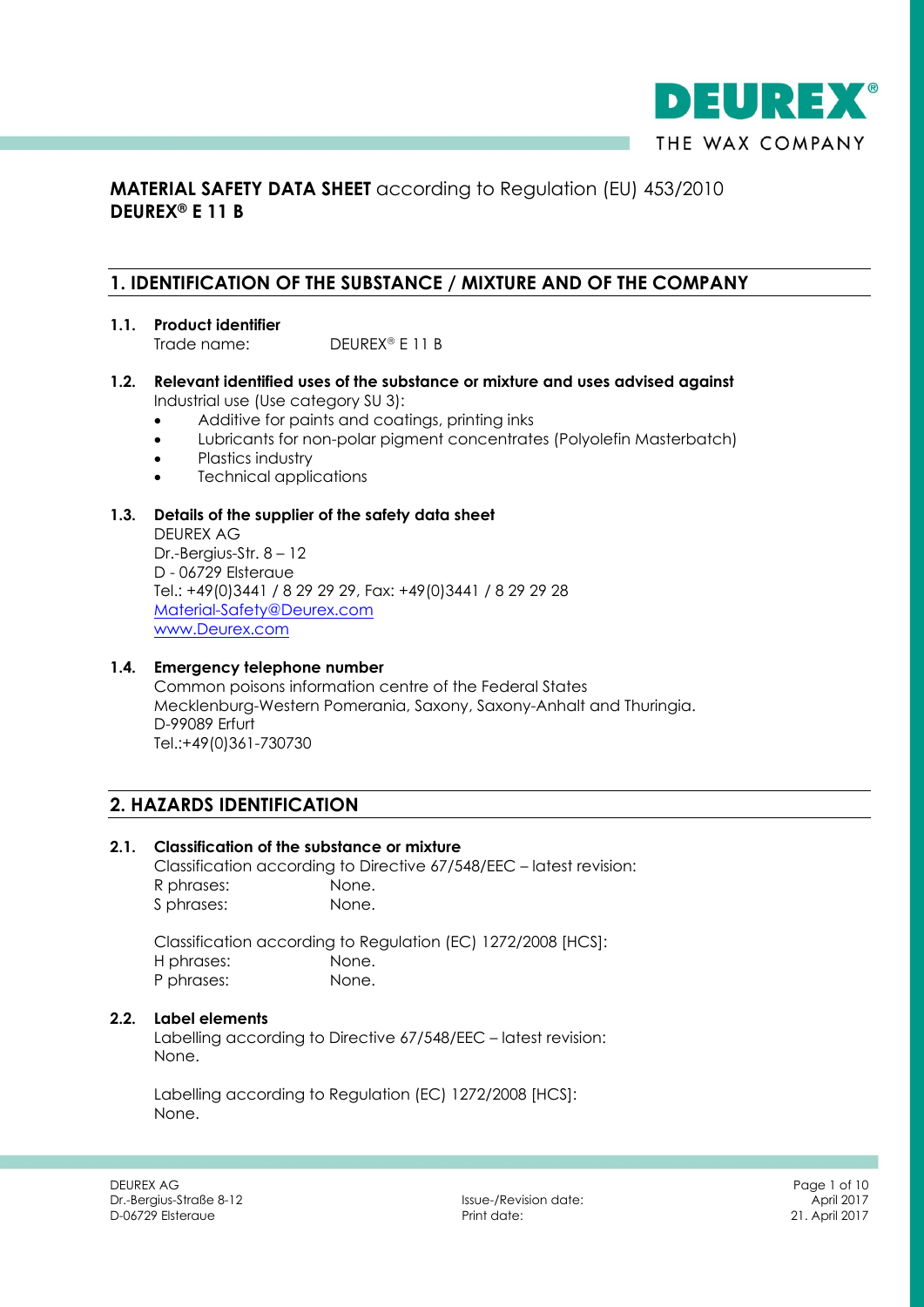# MATERIAL SAFETY DATA SHEET according to Regulation (EU) 453/2010
# DEUREX® E 11 B

## 1. IDENTIFICATION OF THE SUBSTANCE / MIXTURE AND OF THE COMPANY

### 1.1. Product identifier

Trade name: DEUREX® E 11 B

### 1.2. Relevant identified uses of the substance or mixture and uses advised against

Industrial use (Use category SU 3):

- Additive for paints and coatings, printing inks
- Lubricants for non-polar pigment concentrates (Polyolefin Masterbatch)
- Plastics industry
- Technical applications

### 1.3. Details of the supplier of the safety data sheet

DEUREX AG
Dr.-Bergius-Str. 8 – 12
D - 06729 Elsteraue
Tel.: +49(0)3441 / 8 29 29 29, Fax: +49(0)3441 / 8 29 29 28
Material-Safety@Deurex.com
www.Deurex.com

### 1.4. Emergency telephone number

Common poisons information centre of the Federal States Mecklenburg-Western Pomerania, Saxony, Saxony-Anhalt and Thuringia.
D-99089 Erfurt
Tel.:+49(0)361-730730

## 2. HAZARDS IDENTIFICATION

### 2.1. Classification of the substance or mixture

Classification according to Directive 67/548/EEC – latest revision:

R phrases: None.
S phrases: None.

Classification according to Regulation (EC) 1272/2008 [HCS]:

H phrases: None.
P phrases: None.

### 2.2. Label elements

Labelling according to Directive 67/548/EEC – latest revision:
None.

Labelling according to Regulation (EC) 1272/2008 [HCS]:
None.

DEUREX AG
Dr.-Bergius-Straße 8-12
D-06729 Elsteraue

Issue-/Revision date: April 2017
Print date: 21. April 2017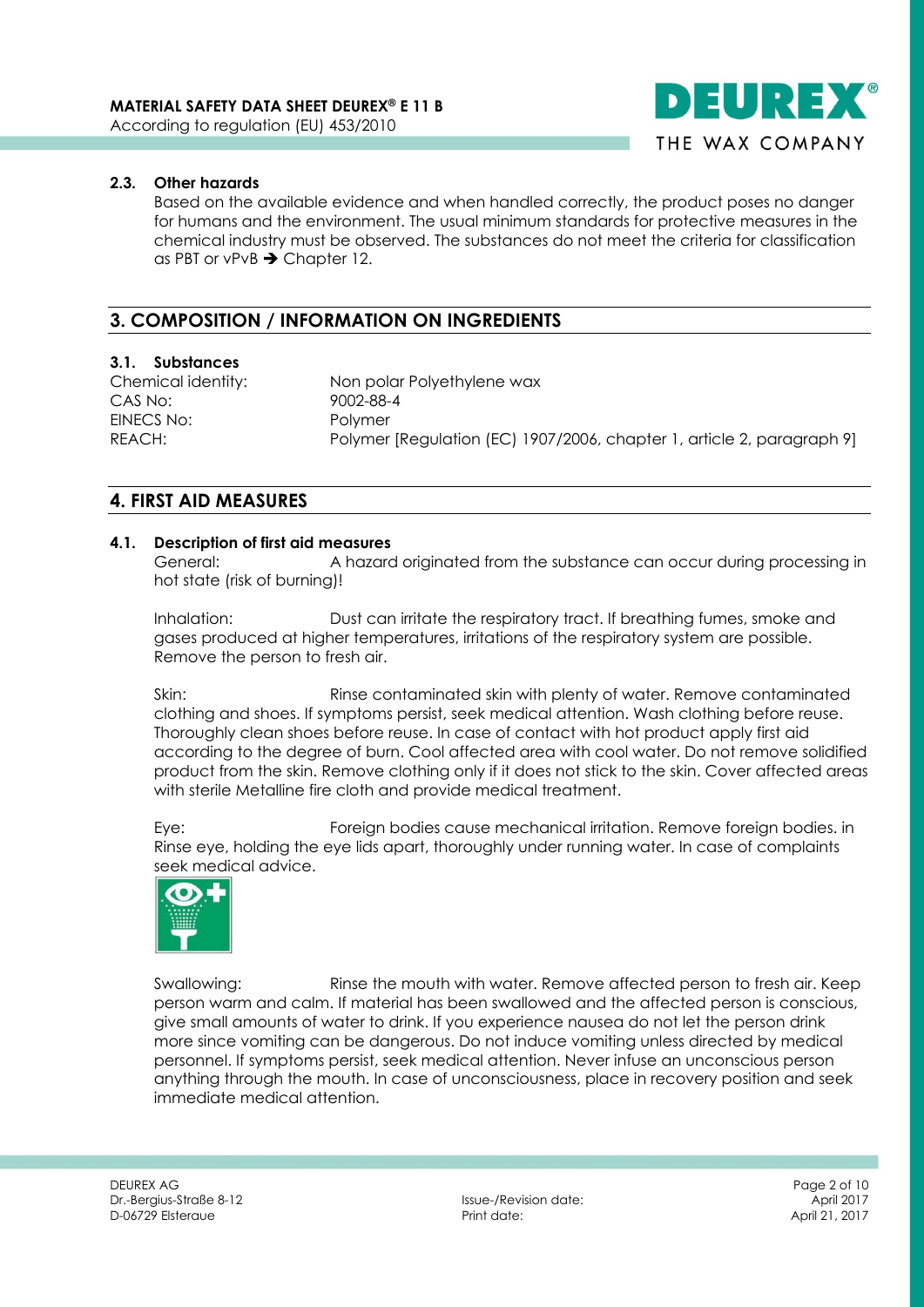#### 2.3. Other hazards

Based on the available evidence and when handled correctly, the product poses no danger for humans and the environment. The usual minimum standards for protective measures in the chemical industry must be observed. The substances do not meet the criteria for classification as PBT or vPvB ➔ Chapter 12.

## 3. COMPOSITION / INFORMATION ON INGREDIENTS

#### 3.1. Substances

| | |
|---|---|
| Chemical identity: | Non polar Polyethylene wax |
| CAS No: | 9002-88-4 |
| EINECS No: | Polymer |
| REACH: | Polymer [Regulation (EC) 1907/2006, chapter 1, article 2, paragraph 9] |

## 4. FIRST AID MEASURES

#### 4.1. Description of first aid measures

General: A hazard originated from the substance can occur during processing in hot state (risk of burning)!

Inhalation: Dust can irritate the respiratory tract. If breathing fumes, smoke and gases produced at higher temperatures, irritations of the respiratory system are possible. Remove the person to fresh air.

Skin: Rinse contaminated skin with plenty of water. Remove contaminated clothing and shoes. If symptoms persist, seek medical attention. Wash clothing before reuse. Thoroughly clean shoes before reuse. In case of contact with hot product apply first aid according to the degree of burn. Cool affected area with cool water. Do not remove solidified product from the skin. Remove clothing only if it does not stick to the skin. Cover affected areas with sterile Metalline fire cloth and provide medical treatment.

Eye: Foreign bodies cause mechanical irritation. Remove foreign bodies. in Rinse eye, holding the eye lids apart, thoroughly under running water. In case of complaints seek medical advice.

Swallowing: Rinse the mouth with water. Remove affected person to fresh air. Keep person warm and calm. If material has been swallowed and the affected person is conscious, give small amounts of water to drink. If you experience nausea do not let the person drink more since vomiting can be dangerous. Do not induce vomiting unless directed by medical personnel. If symptoms persist, seek medical attention. Never infuse an unconscious person anything through the mouth. In case of unconsciousness, place in recovery position and seek immediate medical attention.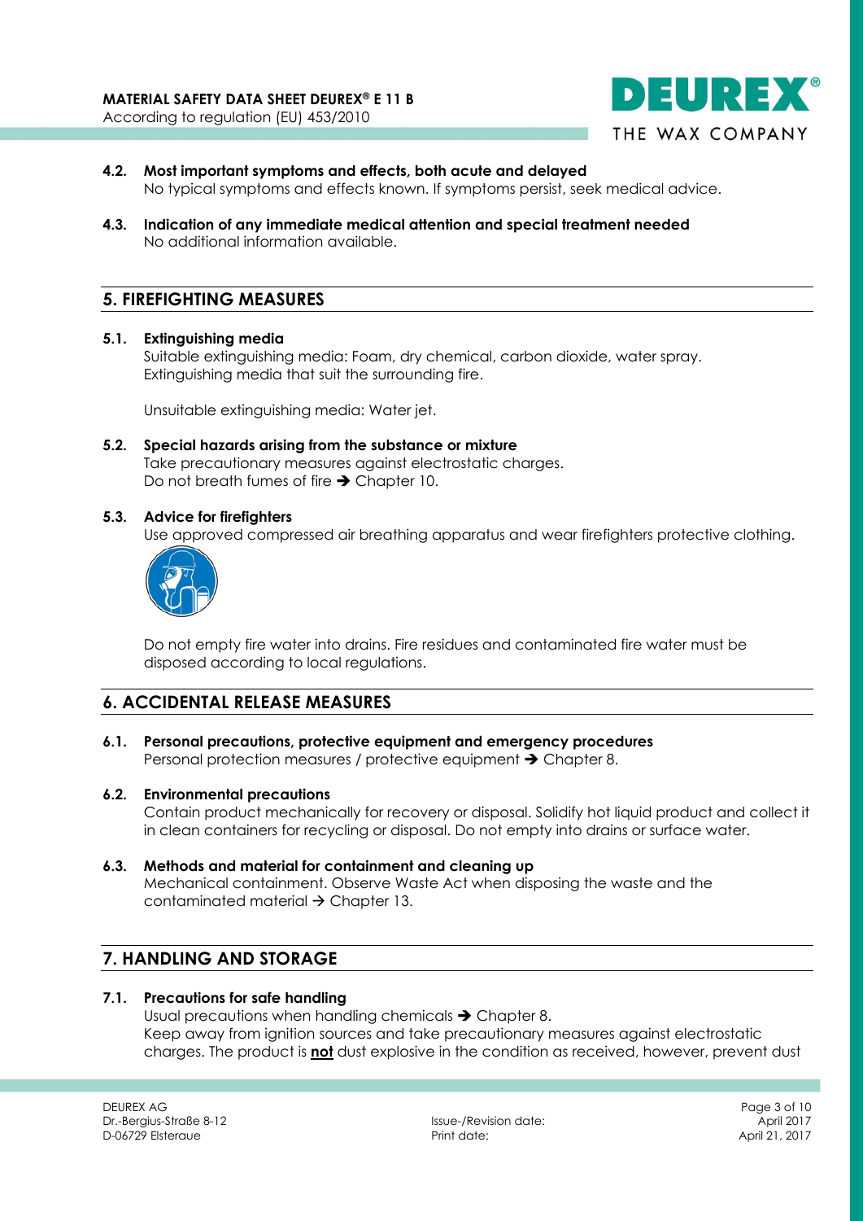**4.2. Most important symptoms and effects, both acute and delayed**
No typical symptoms and effects known. If symptoms persist, seek medical advice.

**4.3. Indication of any immediate medical attention and special treatment needed**
No additional information available.

## 5. FIREFIGHTING MEASURES

**5.1. Extinguishing media**
Suitable extinguishing media: Foam, dry chemical, carbon dioxide, water spray.
Extinguishing media that suit the surrounding fire.

Unsuitable extinguishing media: Water jet.

**5.2. Special hazards arising from the substance or mixture**
Take precautionary measures against electrostatic charges.
Do not breath fumes of fire ➔ Chapter 10.

**5.3. Advice for firefighters**
Use approved compressed air breathing apparatus and wear firefighters protective clothing.

Do not empty fire water into drains. Fire residues and contaminated fire water must be disposed according to local regulations.

## 6. ACCIDENTAL RELEASE MEASURES

**6.1. Personal precautions, protective equipment and emergency procedures**
Personal protection measures / protective equipment ➔ Chapter 8.

**6.2. Environmental precautions**
Contain product mechanically for recovery or disposal. Solidify hot liquid product and collect it in clean containers for recycling or disposal. Do not empty into drains or surface water.

**6.3. Methods and material for containment and cleaning up**
Mechanical containment. Observe Waste Act when disposing the waste and the contaminated material → Chapter 13.

## 7. HANDLING AND STORAGE

**7.1. Precautions for safe handling**
Usual precautions when handling chemicals ➔ Chapter 8.
Keep away from ignition sources and take precautionary measures against electrostatic charges. The product is **not** dust explosive in the condition as received, however, prevent dust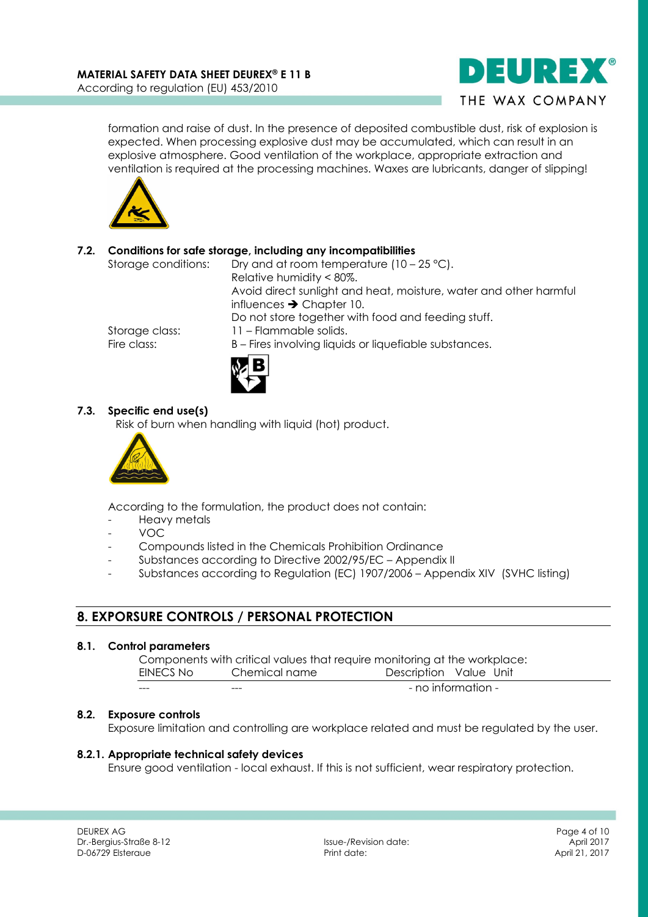formation and raise of dust. In the presence of deposited combustible dust, risk of explosion is expected. When processing explosive dust may be accumulated, which can result in an explosive atmosphere. Good ventilation of the workplace, appropriate extraction and ventilation is required at the processing machines. Waxes are lubricants, danger of slipping!

### 7.2. Conditions for safe storage, including any incompatibilities

Storage conditions: Dry and at room temperature (10 – 25 °C).
Relative humidity < 80%.
Avoid direct sunlight and heat, moisture, water and other harmful influences ➔ Chapter 10.
Do not store together with food and feeding stuff.

Storage class: 11 – Flammable solids.

Fire class: B – Fires involving liquids or liquefiable substances.

### 7.3. Specific end use(s)

Risk of burn when handling with liquid (hot) product.

According to the formulation, the product does not contain:

- Heavy metals
- VOC
- Compounds listed in the Chemicals Prohibition Ordinance
- Substances according to Directive 2002/95/EC – Appendix II
- Substances according to Regulation (EC) 1907/2006 – Appendix XIV (SVHC listing)

## 8. EXPORSURE CONTROLS / PERSONAL PROTECTION

### 8.1. Control parameters

Components with critical values that require monitoring at the workplace:

| EINECS No | Chemical name | Description | Value | Unit |
|---|---|---|---|---|
| --- | --- | - no information - | | |

### 8.2. Exposure controls

Exposure limitation and controlling are workplace related and must be regulated by the user.

### 8.2.1. Appropriate technical safety devices

Ensure good ventilation - local exhaust. If this is not sufficient, wear respiratory protection.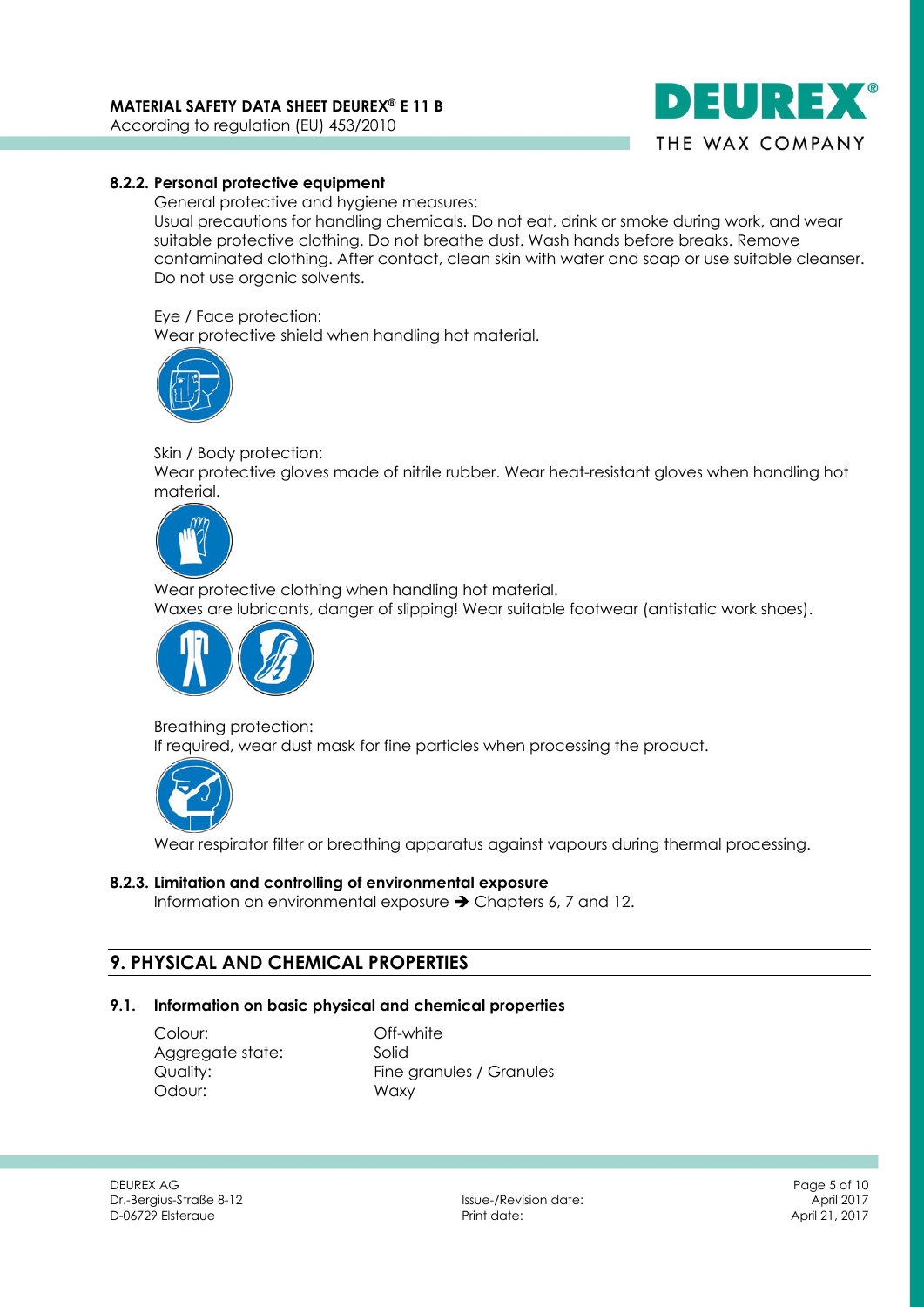#### 8.2.2. Personal protective equipment

General protective and hygiene measures:
Usual precautions for handling chemicals. Do not eat, drink or smoke during work, and wear suitable protective clothing. Do not breathe the dust. Wash hands before breaks. Remove contaminated clothing. After contact, clean skin with water and soap or use suitable cleanser. Do not use organic solvents.

Eye / Face protection:
Wear protective shield when handling hot material.

Skin / Body protection:
Wear protective gloves made of nitrile rubber. Wear heat-resistant gloves when handling hot material.

Wear protective clothing when handling hot material.
Waxes are lubricants, danger of slipping! Wear suitable footwear (antistatic work shoes).

Breathing protection:
If required, wear dust mask for fine particles when processing the product.

Wear respirator filter or breathing apparatus against vapours during thermal processing.

#### 8.2.3. Limitation and controlling of environmental exposure

Information on environmental exposure ➔ Chapters 6, 7 and 12.

## 9. PHYSICAL AND CHEMICAL PROPERTIES

### 9.1. Information on basic physical and chemical properties

| | |
|---|---|
| Colour: | Off-white |
| Aggregate state: | Solid |
| Quality: | Fine granules / Granules |
| Odour: | Waxy |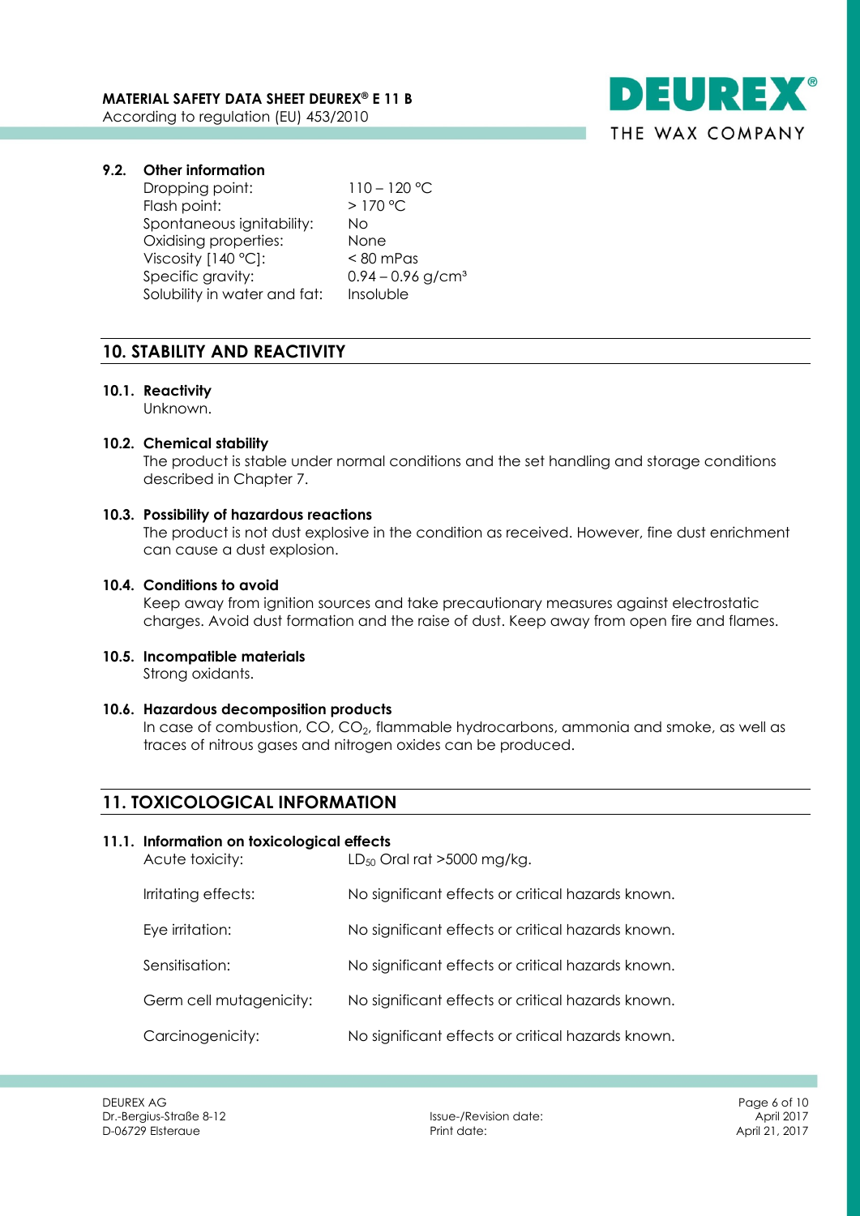### 9.2. Other information

| | |
|---|---|
| Dropping point: | 110 – 120 °C |
| Flash point: | > 170 °C |
| Spontaneous ignitability: | No |
| Oxidising properties: | None |
| Viscosity [140 °C]: | < 80 mPas |
| Specific gravity: | 0.94 – 0.96 g/cm³ |
| Solubility in water and fat: | Insoluble |

## 10. STABILITY AND REACTIVITY

### 10.1. Reactivity

Unknown.

### 10.2. Chemical stability

The product is stable under normal conditions and the set handling and storage conditions described in Chapter 7.

### 10.3. Possibility of hazardous reactions

The product is not dust explosive in the condition as received. However, fine dust enrichment can cause a dust explosion.

### 10.4. Conditions to avoid

Keep away from ignition sources and take precautionary measures against electrostatic charges. Avoid dust formation and the raise of dust. Keep away from open fire and flames.

### 10.5. Incompatible materials

Strong oxidants.

### 10.6. Hazardous decomposition products

In case of combustion, CO, $CO_2$, flammable hydrocarbons, ammonia and smoke, as well as traces of nitrous gases and nitrogen oxides can be produced.

## 11. TOXICOLOGICAL INFORMATION

### 11.1. Information on toxicological effects

| | |
|---|---|
| Acute toxicity: | $LD_{50}$ Oral rat >5000 mg/kg. |
| Irritating effects: | No significant effects or critical hazards known. |
| Eye irritation: | No significant effects or critical hazards known. |
| Sensitisation: | No significant effects or critical hazards known. |
| Germ cell mutagenicity: | No significant effects or critical hazards known. |
| Carcinogenicity: | No significant effects or critical hazards known. |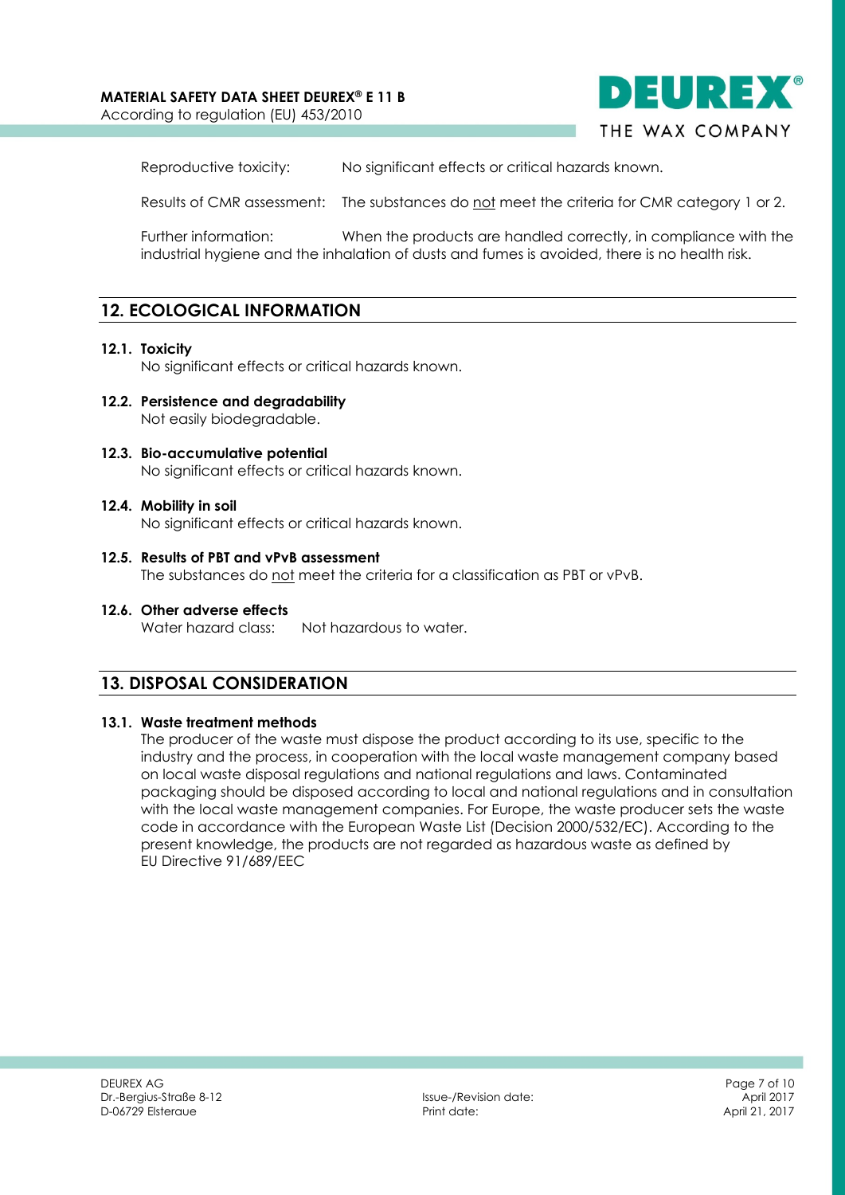Reproductive toxicity: No significant effects or critical hazards known.

Results of CMR assessment: The substances do not meet the criteria for CMR category 1 or 2.

Further information: When the products are handled correctly, in compliance with the industrial hygiene and the inhalation of dusts and fumes is avoided, there is no health risk.

## 12. ECOLOGICAL INFORMATION

### 12.1. Toxicity

No significant effects or critical hazards known.

### 12.2. Persistence and degradability

Not easily biodegradable.

### 12.3. Bio-accumulative potential

No significant effects or critical hazards known.

### 12.4. Mobility in soil

No significant effects or critical hazards known.

### 12.5. Results of PBT and vPvB assessment

The substances do not meet the criteria for a classification as PBT or vPvB.

### 12.6. Other adverse effects

Water hazard class: Not hazardous to water.

## 13. DISPOSAL CONSIDERATION

### 13.1. Waste treatment methods

The producer of the waste must dispose the product according to its use, specific to the industry and the process, in cooperation with the local waste management company based on local waste disposal regulations and national regulations and laws. Contaminated packaging should be disposed according to local and national regulations and in consultation with the local waste management companies. For Europe, the waste producer sets the waste code in accordance with the European Waste List (Decision 2000/532/EC). According to the present knowledge, the products are not regarded as hazardous waste as defined by EU Directive 91/689/EEC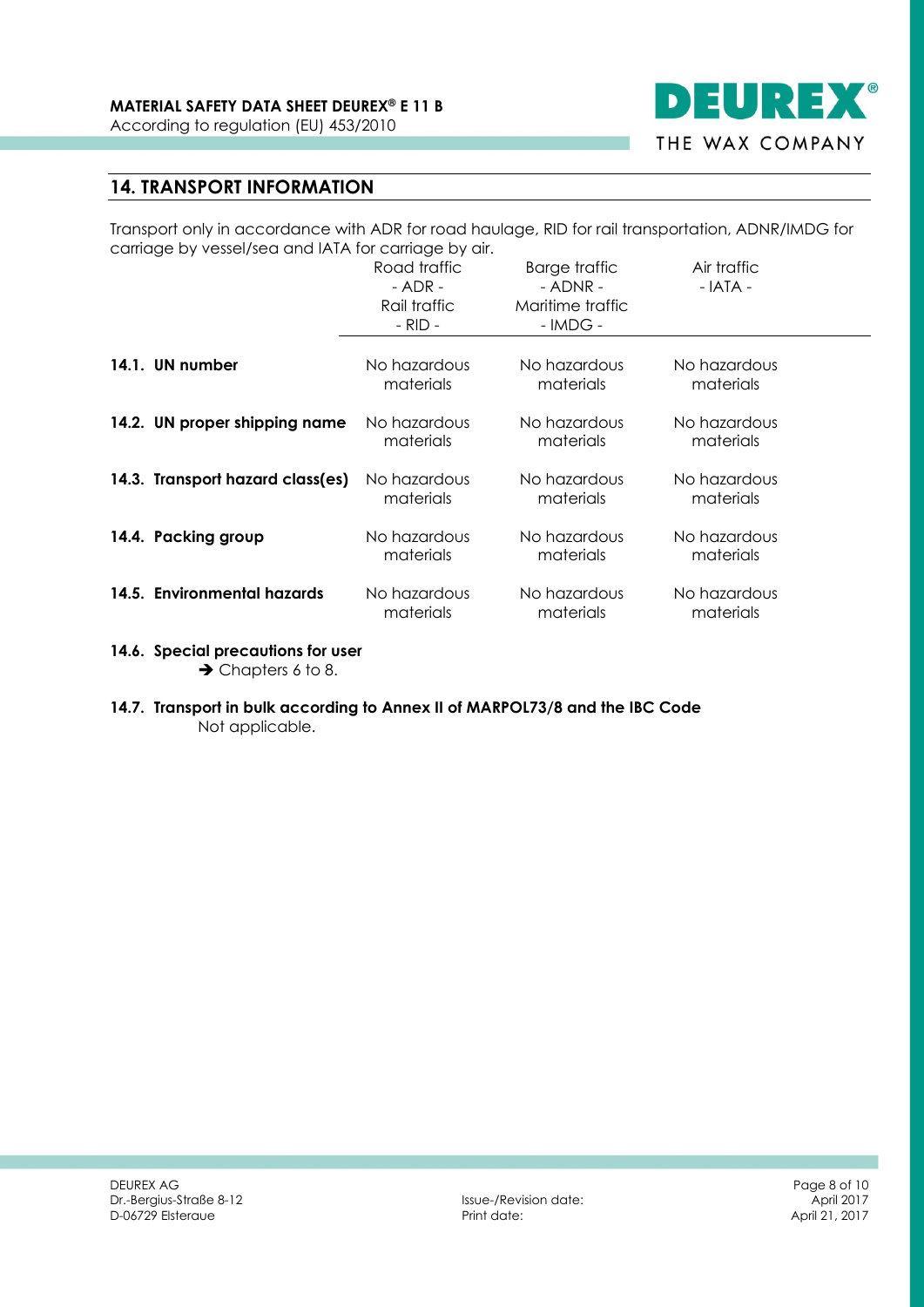## 14. TRANSPORT INFORMATION

Transport only in accordance with ADR for road haulage, RID for rail transportation, ADNR/IMDG for carriage by vessel/sea and IATA for carriage by air.

| | Road traffic - ADR - Rail traffic - RID - | Barge traffic - ADNR - Maritime traffic - IMDG - | Air traffic - IATA - |
|---|---|---|---|
| **14.1. UN number** | No hazardous materials | No hazardous materials | No hazardous materials |
| **14.2. UN proper shipping name** | No hazardous materials | No hazardous materials | No hazardous materials |
| **14.3. Transport hazard class(es)** | No hazardous materials | No hazardous materials | No hazardous materials |
| **14.4. Packing group** | No hazardous materials | No hazardous materials | No hazardous materials |
| **14.5. Environmental hazards** | No hazardous materials | No hazardous materials | No hazardous materials |

**14.6. Special precautions for user**

➔ Chapters 6 to 8.

**14.7. Transport in bulk according to Annex II of MARPOL73/8 and the IBC Code**

Not applicable.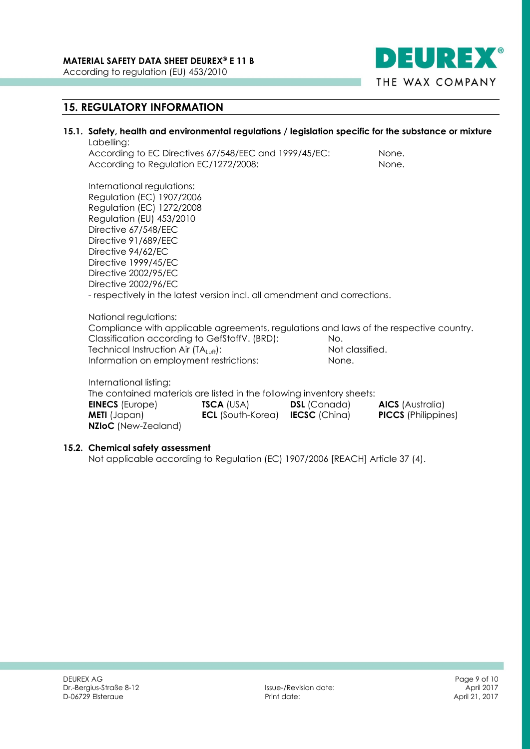## 15. REGULATORY INFORMATION

### 15.1. Safety, health and environmental regulations / legislation specific for the substance or mixture

Labelling:

| | |
|---|---|
| According to EC Directives 67/548/EEC and 1999/45/EC: | None. |
| According to Regulation EC/1272/2008: | None. |

International regulations:
Regulation (EC) 1907/2006
Regulation (EC) 1272/2008
Regulation (EU) 453/2010
Directive 67/548/EEC
Directive 91/689/EEC
Directive 94/62/EC
Directive 1999/45/EC
Directive 2002/95/EC
Directive 2002/96/EC
- respectively in the latest version incl. all amendment and corrections.

National regulations:
Compliance with applicable agreements, regulations and laws of the respective country.

| | |
|---|---|
| Classification according to GefStoffV. (BRD): | No. |
| Technical Instruction Air ($TA_{Luft}$): | Not classified. |
| Information on employment restrictions: | None. |

International listing:
The contained materials are listed in the following inventory sheets:

| | | | |
|---|---|---|---|
| **EINECS** (Europe) | **TSCA** (USA) | **DSL** (Canada) | **AICS** (Australia) |
| **METI** (Japan) | **ECL** (South-Korea) | **IECSC** (China) | **PICCS** (Philippines) |
| **NZIoC** (New-Zealand) | | | |

### 15.2. Chemical safety assessment

Not applicable according to Regulation (EC) 1907/2006 [REACH] Article 37 (4).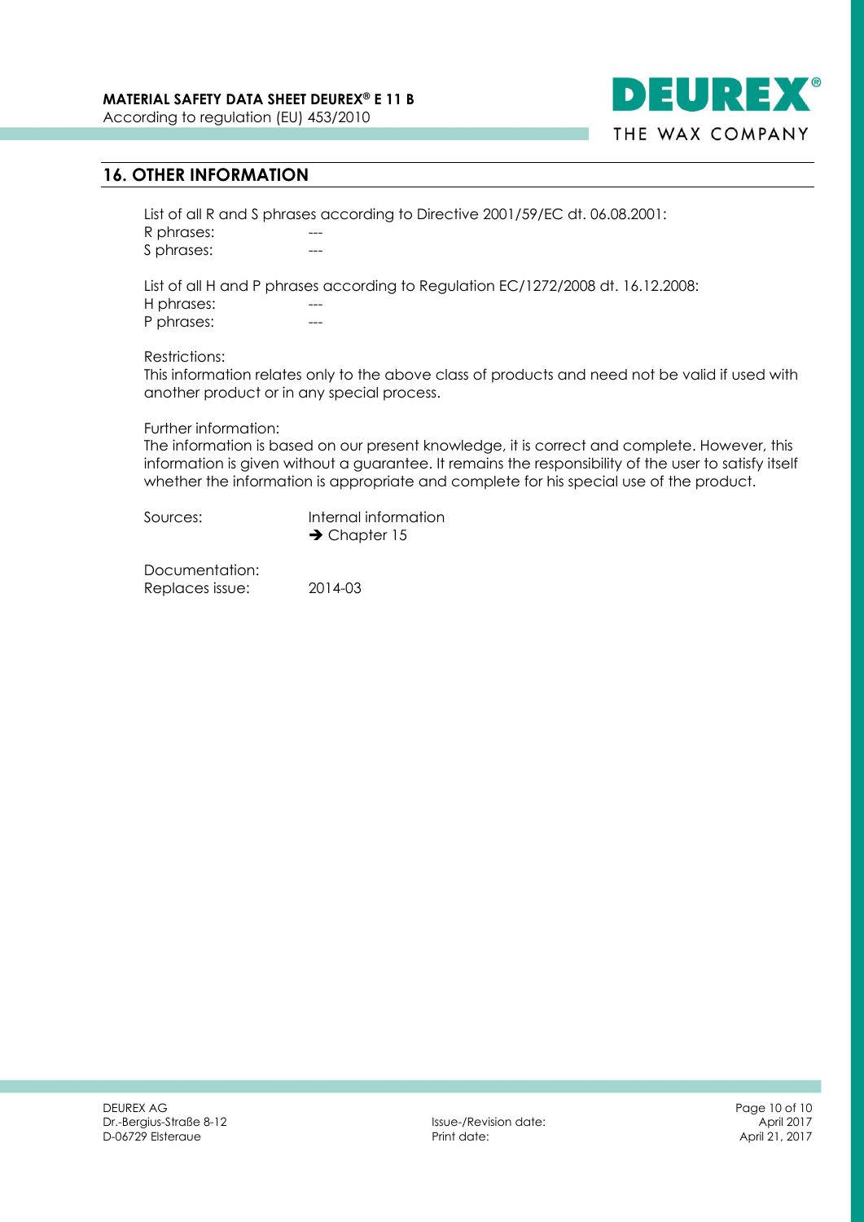## 16. OTHER INFORMATION

List of all R and S phrases according to Directive 2001/59/EC dt. 06.08.2001:

R phrases: ---
S phrases: ---

List of all H and P phrases according to Regulation EC/1272/2008 dt. 16.12.2008:

H phrases: ---
P phrases: ---

Restrictions:
This information relates only to the above class of products and need not be valid if used with another product or in any special process.

Further information:
The information is based on our present knowledge, it is correct and complete. However, this information is given without a guarantee. It remains the responsibility of the user to satisfy itself whether the information is appropriate and complete for his special use of the product.

Sources: Internal information
➔ Chapter 15

Documentation:
Replaces issue: 2014-03